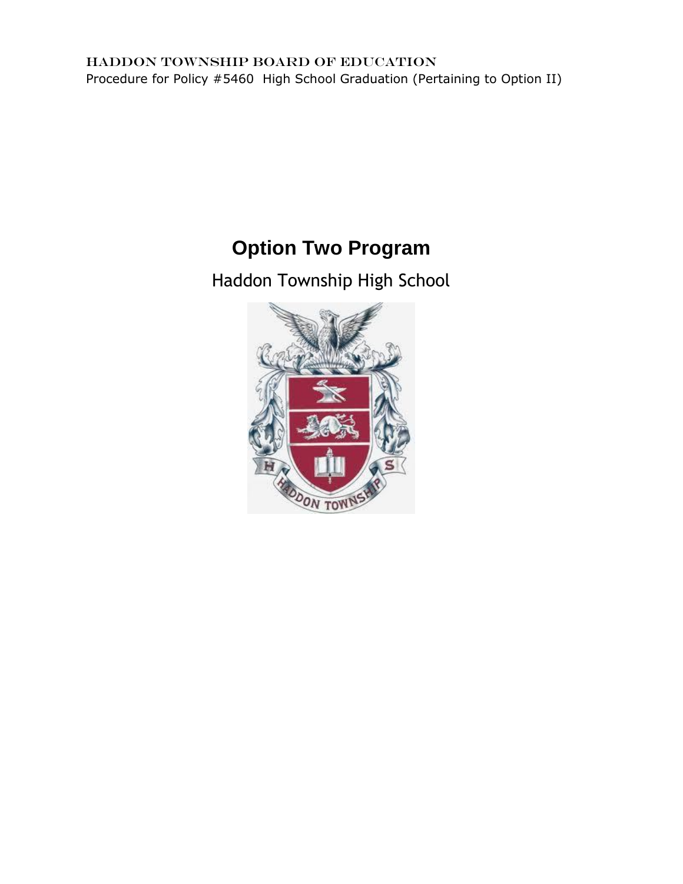HADDON TOWNSHIP BOARD OF EDUCATION

Procedure for Policy #5460 High School Graduation (Pertaining to Option II)

# Option Two Program

## Haddon Township High School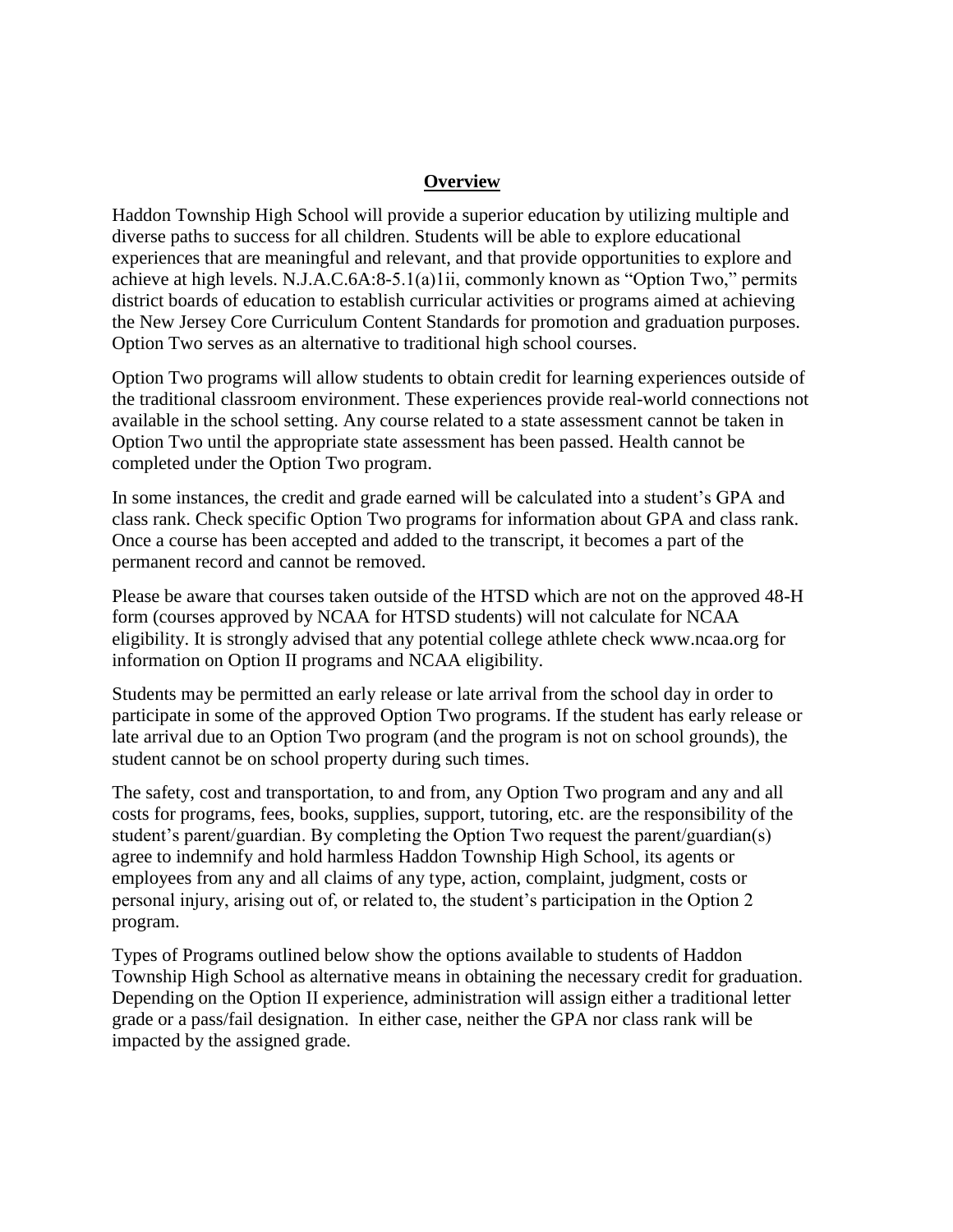## Overview

Haddon Township High School will provide a superior education by utilizing multiple and diverse paths to success for all children. Students will be able to explore educational experiences that are meaningful and relevant, and that provide opportunities to explore and achieve at high levels. N.J.A.C.6A:8-5.1(a)1ii, commonly known as "Option Two," permits district boards of education to establish curricular activities or programs aimed at achieving the New Jersey Core Curriculum Content Standards for promotion and graduation purposes. Option Two serves as an alternative to traditional high school courses.

Option Two programs will allow students to obtain credit for learning experiences outside of the traditional classroom environment. These experiences provide real-world connections not available in the school setting. Any course related to a state assessment cannot be taken in Option Two until the appropriate state assessment has been passed. Health cannot be completed under the Option Two program.

In some instances, the credit and grade earned will be calculated into a student's GPA and class rank. Check specific Option Two programs for information about GPA and class rank. Once a course has been accepted and added to the transcript, it becomes a part of the permanent record and cannot be removed.

Please be aware that courses taken outside of the HTSD which are not on the approved 48-H form (courses approved by NCAA for HTSD students) will not calculate for NCAA eligibility. It is strongly advised that any potential college athlete check www.ncaa.org for information on Option II programs and NCAA eligibility.

Students may be permitted an early release or late arrival from the school day in order to participate in some of the approved Option Two programs. If the student has early release or late arrival due to an Option Two program (and the program is not on school grounds), the student cannot be on school property during such times.

The safety, cost and transportation, to and from, any Option Two program and any and all costs for programs, fees, books, supplies, support, tutoring, etc. are the responsibility of the student's parent/guardian. By completing the Option Two request the parent/guardian(s) agree to indemnify and hold harmless Haddon Township High School, its agents or employees from any and all claims of any type, action, complaint, judgment, costs or personal injury, arising out of, or related to, the student's participation in the Option 2 program.

Types of Programs outlined below show the options available to students of Haddon Township High School as alternative means in obtaining the necessary credit for graduation. Depending on the Option II experience, administration will assign either a traditional letter grade or a pass/fail designation. In either case, neither the GPA nor class rank will be impacted by the assigned grade.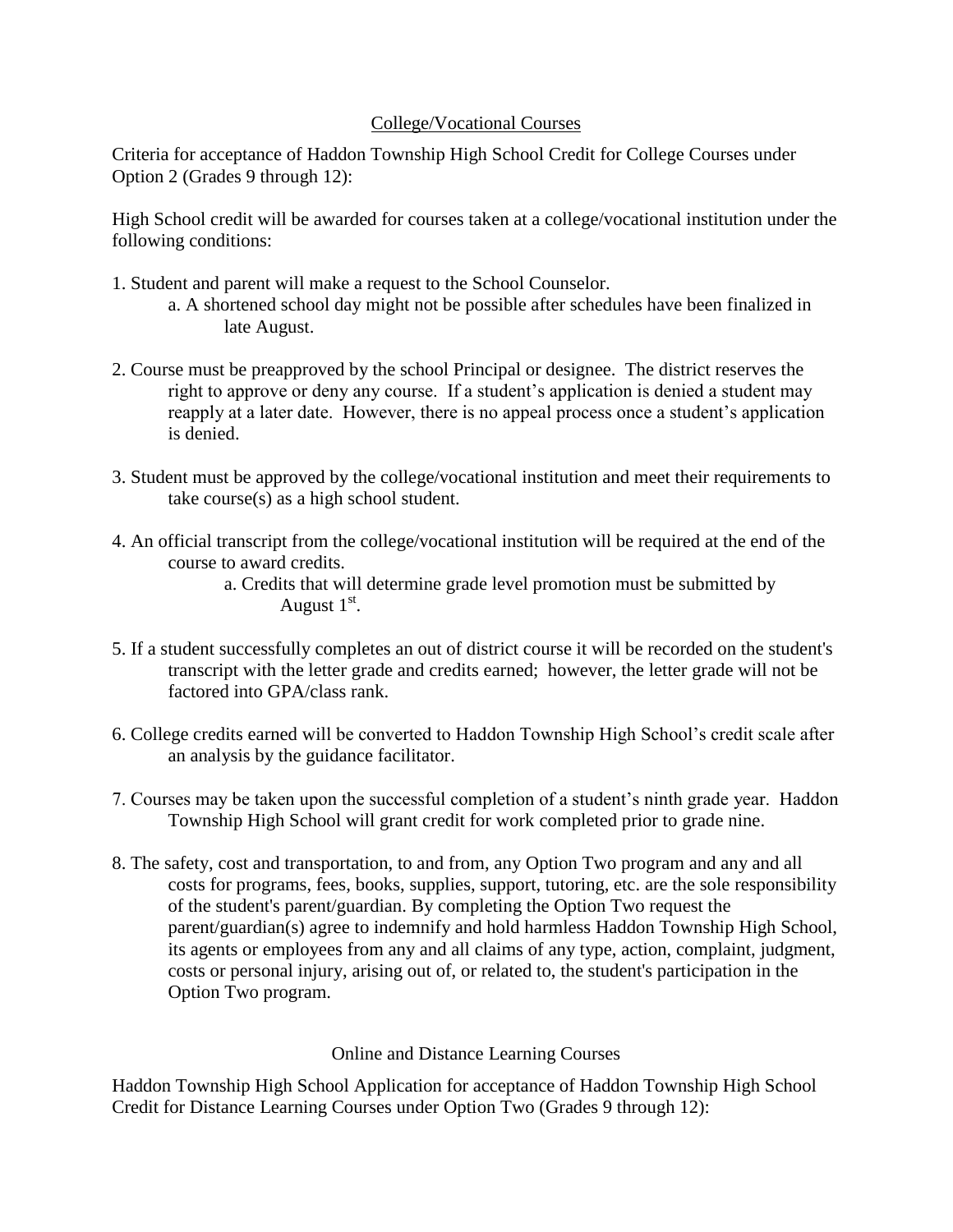## College/Vocational Courses

Criteria for acceptance of Haddon Township High School Credit for College Courses under Option 2 (Grades 9 through 12):

High School credit will be awarded for courses taken at a college/vocational institution under the following conditions:

1. Student and parent will make a request to the School Counselor.
    a. A shortened school day might not be possible after schedules have been finalized in late August.
2. Course must be preapproved by the school Principal or designee. The district reserves the right to approve or deny any course. If a student's application is denied a student may reapply at a later date. However, there is no appeal process once a student's application is denied.
3. Student must be approved by the college/vocational institution and meet their requirements to take course(s) as a high school student.
4. An official transcript from the college/vocational institution will be required at the end of the course to award credits.
    a. Credits that will determine grade level promotion must be submitted by August 1st.
5. If a student successfully completes an out of district course it will be recorded on the student's transcript with the letter grade and credits earned; however, the letter grade will not be factored into GPA/class rank.
6. College credits earned will be converted to Haddon Township High School's credit scale after an analysis by the guidance facilitator.
7. Courses may be taken upon the successful completion of a student's ninth grade year. Haddon Township High School will grant credit for work completed prior to grade nine.
8. The safety, cost and transportation, to and from, any Option Two program and any and all costs for programs, fees, books, supplies, support, tutoring, etc. are the sole responsibility of the student's parent/guardian. By completing the Option Two request the parent/guardian(s) agree to indemnify and hold harmless Haddon Township High School, its agents or employees from any and all claims of any type, action, complaint, judgment, costs or personal injury, arising out of, or related to, the student's participation in the Option Two program.

## Online and Distance Learning Courses

Haddon Township High School Application for acceptance of Haddon Township High School Credit for Distance Learning Courses under Option Two (Grades 9 through 12):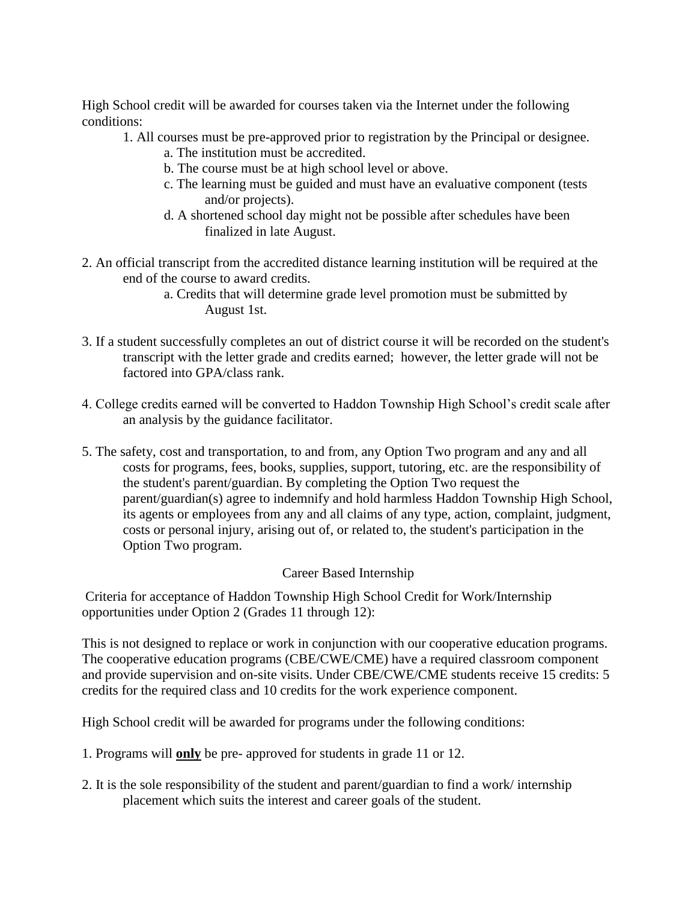High School credit will be awarded for courses taken via the Internet under the following conditions:

1. All courses must be pre-approved prior to registration by the Principal or designee.
    a. The institution must be accredited.
    b. The course must be at high school level or above.
    c. The learning must be guided and must have an evaluative component (tests and/or projects).
    d. A shortened school day might not be possible after schedules have been finalized in late August.

2. An official transcript from the accredited distance learning institution will be required at the end of the course to award credits.
    a. Credits that will determine grade level promotion must be submitted by August 1st.

3. If a student successfully completes an out of district course it will be recorded on the student's transcript with the letter grade and credits earned; however, the letter grade will not be factored into GPA/class rank.

4. College credits earned will be converted to Haddon Township High School's credit scale after an analysis by the guidance facilitator.

5. The safety, cost and transportation, to and from, any Option Two program and any and all costs for programs, fees, books, supplies, support, tutoring, etc. are the responsibility of the student's parent/guardian. By completing the Option Two request the parent/guardian(s) agree to indemnify and hold harmless Haddon Township High School, its agents or employees from any and all claims of any type, action, complaint, judgment, costs or personal injury, arising out of, or related to, the student's participation in the Option Two program.

## Career Based Internship

Criteria for acceptance of Haddon Township High School Credit for Work/Internship opportunities under Option 2 (Grades 11 through 12):

This is not designed to replace or work in conjunction with our cooperative education programs. The cooperative education programs (CBE/CWE/CME) have a required classroom component and provide supervision and on-site visits. Under CBE/CWE/CME students receive 15 credits: 5 credits for the required class and 10 credits for the work experience component.

High School credit will be awarded for programs under the following conditions:

1. Programs will **only** be pre- approved for students in grade 11 or 12.

2. It is the sole responsibility of the student and parent/guardian to find a work/ internship placement which suits the interest and career goals of the student.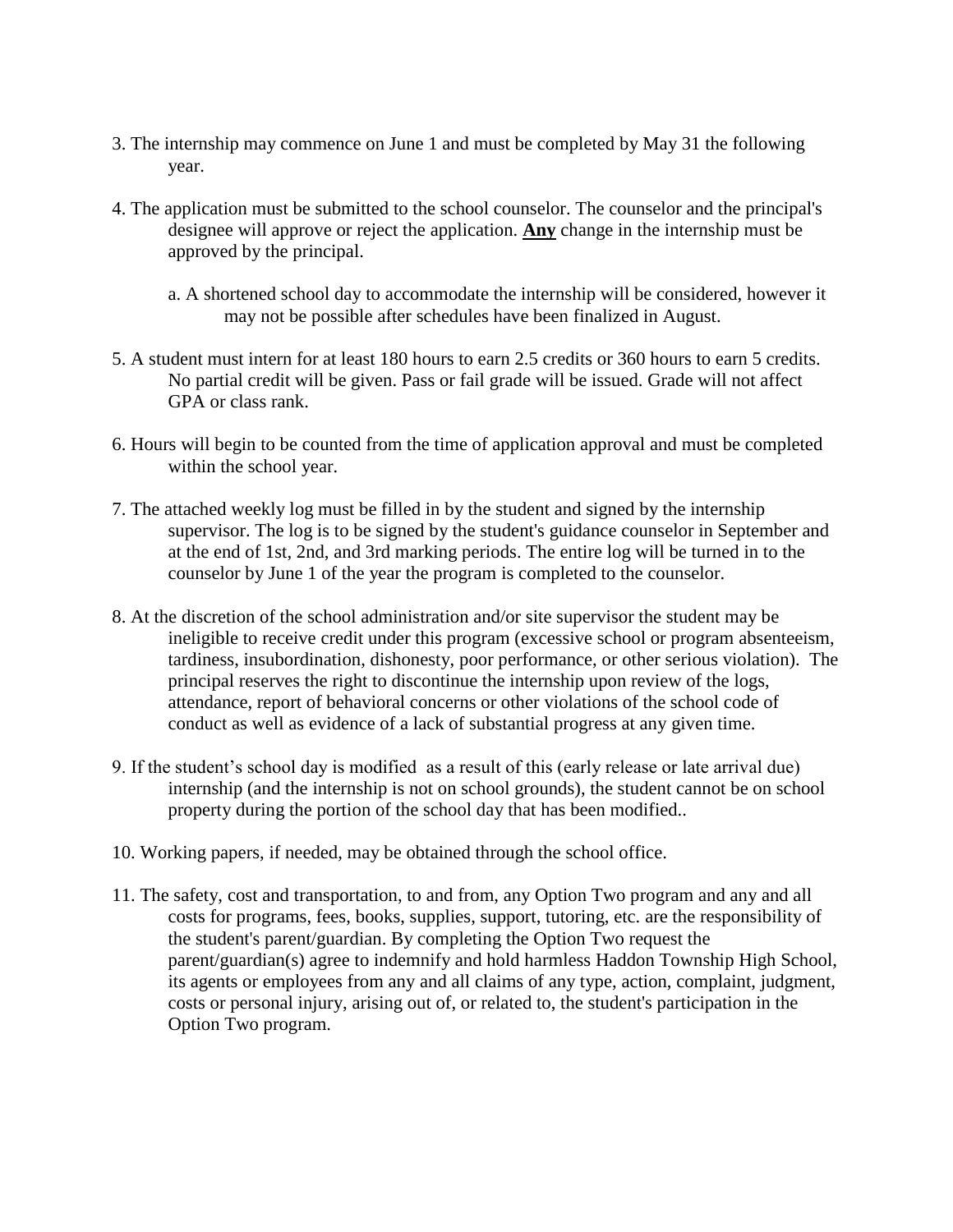3. The internship may commence on June 1 and must be completed by May 31 the following year.

4. The application must be submitted to the school counselor. The counselor and the principal's designee will approve or reject the application. **<u>Any</u>** change in the internship must be approved by the principal.

   a. A shortened school day to accommodate the internship will be considered, however it may not be possible after schedules have been finalized in August.

5. A student must intern for at least 180 hours to earn 2.5 credits or 360 hours to earn 5 credits. No partial credit will be given. Pass or fail grade will be issued. Grade will not affect GPA or class rank.

6. Hours will begin to be counted from the time of application approval and must be completed within the school year.

7. The attached weekly log must be filled in by the student and signed by the internship supervisor. The log is to be signed by the student's guidance counselor in September and at the end of 1st, 2nd, and 3rd marking periods. The entire log will be turned in to the counselor by June 1 of the year the program is completed to the counselor.

8. At the discretion of the school administration and/or site supervisor the student may be ineligible to receive credit under this program (excessive school or program absenteeism, tardiness, insubordination, dishonesty, poor performance, or other serious violation). The principal reserves the right to discontinue the internship upon review of the logs, attendance, report of behavioral concerns or other violations of the school code of conduct as well as evidence of a lack of substantial progress at any given time.

9. If the student's school day is modified as a result of this (early release or late arrival due) internship (and the internship is not on school grounds), the student cannot be on school property during the portion of the school day that has been modified..

10. Working papers, if needed, may be obtained through the school office.

11. The safety, cost and transportation, to and from, any Option Two program and any and all costs for programs, fees, books, supplies, support, tutoring, etc. are the responsibility of the student's parent/guardian. By completing the Option Two request the parent/guardian(s) agree to indemnify and hold harmless Haddon Township High School, its agents or employees from any and all claims of any type, action, complaint, judgment, costs or personal injury, arising out of, or related to, the student's participation in the Option Two program.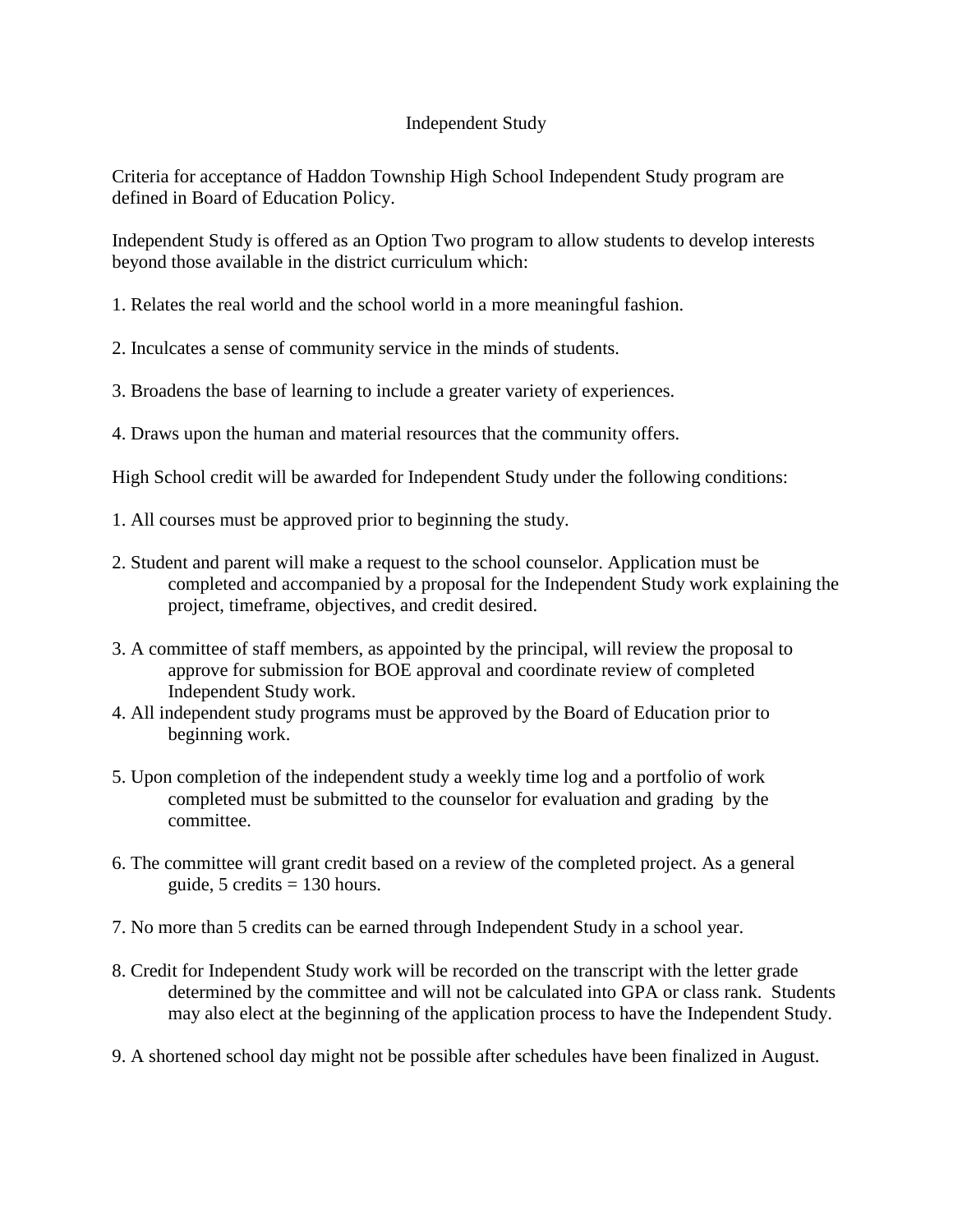# Independent Study

Criteria for acceptance of Haddon Township High School Independent Study program are defined in Board of Education Policy.

Independent Study is offered as an Option Two program to allow students to develop interests beyond those available in the district curriculum which:

1. Relates the real world and the school world in a more meaningful fashion.
2. Inculcates a sense of community service in the minds of students.
3. Broadens the base of learning to include a greater variety of experiences.
4. Draws upon the human and material resources that the community offers.

High School credit will be awarded for Independent Study under the following conditions:

1. All courses must be approved prior to beginning the study.
2. Student and parent will make a request to the school counselor. Application must be completed and accompanied by a proposal for the Independent Study work explaining the project, timeframe, objectives, and credit desired.
3. A committee of staff members, as appointed by the principal, will review the proposal to approve for submission for BOE approval and coordinate review of completed Independent Study work.
4. All independent study programs must be approved by the Board of Education prior to beginning work.
5. Upon completion of the independent study a weekly time log and a portfolio of work completed must be submitted to the counselor for evaluation and grading by the committee.
6. The committee will grant credit based on a review of the completed project. As a general guide, 5 credits = 130 hours.
7. No more than 5 credits can be earned through Independent Study in a school year.
8. Credit for Independent Study work will be recorded on the transcript with the letter grade determined by the committee and will not be calculated into GPA or class rank. Students may also elect at the beginning of the application process to have the Independent Study.
9. A shortened school day might not be possible after schedules have been finalized in August.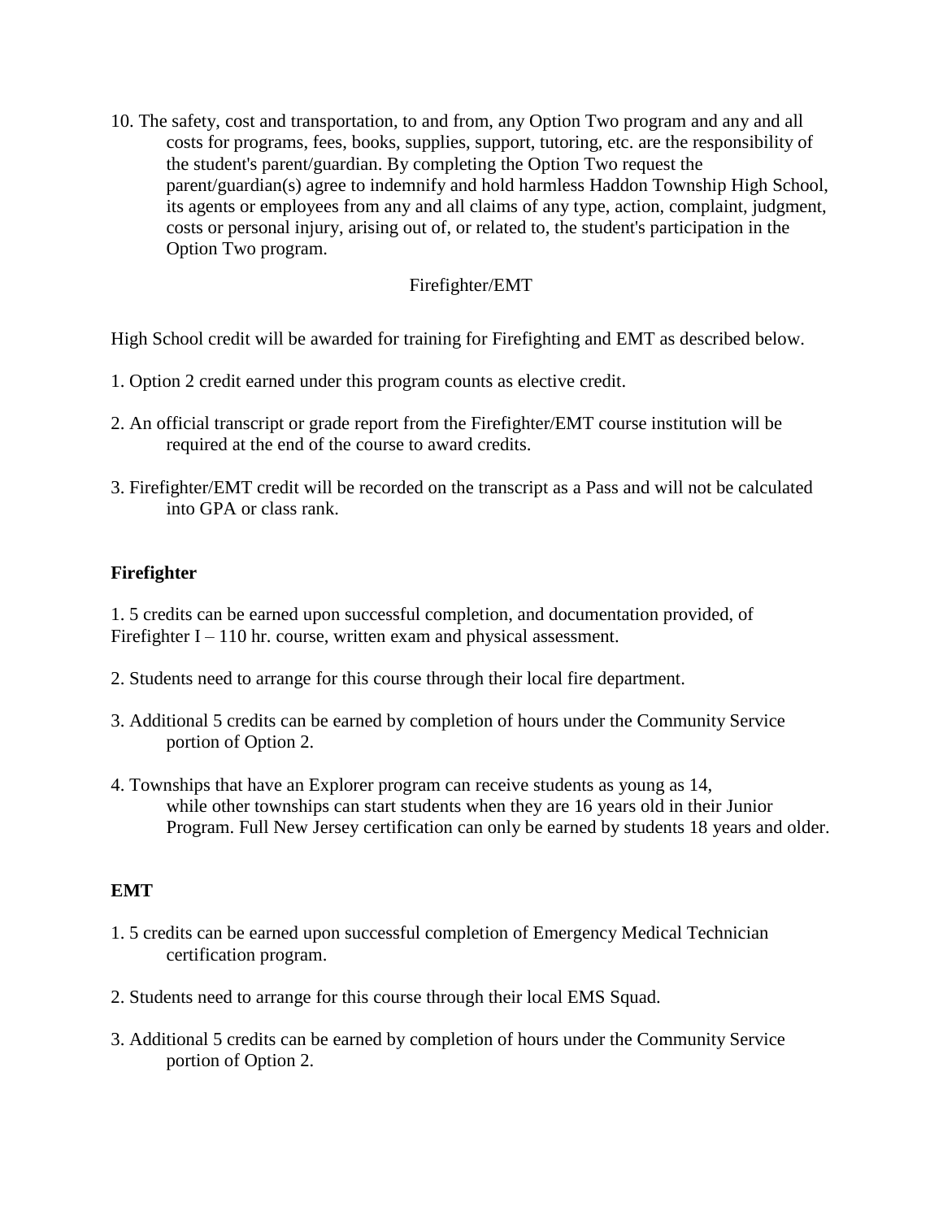10. The safety, cost and transportation, to and from, any Option Two program and any and all costs for programs, fees, books, supplies, support, tutoring, etc. are the responsibility of the student's parent/guardian. By completing the Option Two request the parent/guardian(s) agree to indemnify and hold harmless Haddon Township High School, its agents or employees from any and all claims of any type, action, complaint, judgment, costs or personal injury, arising out of, or related to, the student's participation in the Option Two program.

## Firefighter/EMT

High School credit will be awarded for training for Firefighting and EMT as described below.

1. Option 2 credit earned under this program counts as elective credit.

2. An official transcript or grade report from the Firefighter/EMT course institution will be required at the end of the course to award credits.

3. Firefighter/EMT credit will be recorded on the transcript as a Pass and will not be calculated into GPA or class rank.

### Firefighter

1. 5 credits can be earned upon successful completion, and documentation provided, of Firefighter I – 110 hr. course, written exam and physical assessment.

2. Students need to arrange for this course through their local fire department.

3. Additional 5 credits can be earned by completion of hours under the Community Service portion of Option 2.

4. Townships that have an Explorer program can receive students as young as 14, while other townships can start students when they are 16 years old in their Junior Program. Full New Jersey certification can only be earned by students 18 years and older.

### EMT

1. 5 credits can be earned upon successful completion of Emergency Medical Technician certification program.

2. Students need to arrange for this course through their local EMS Squad.

3. Additional 5 credits can be earned by completion of hours under the Community Service portion of Option 2.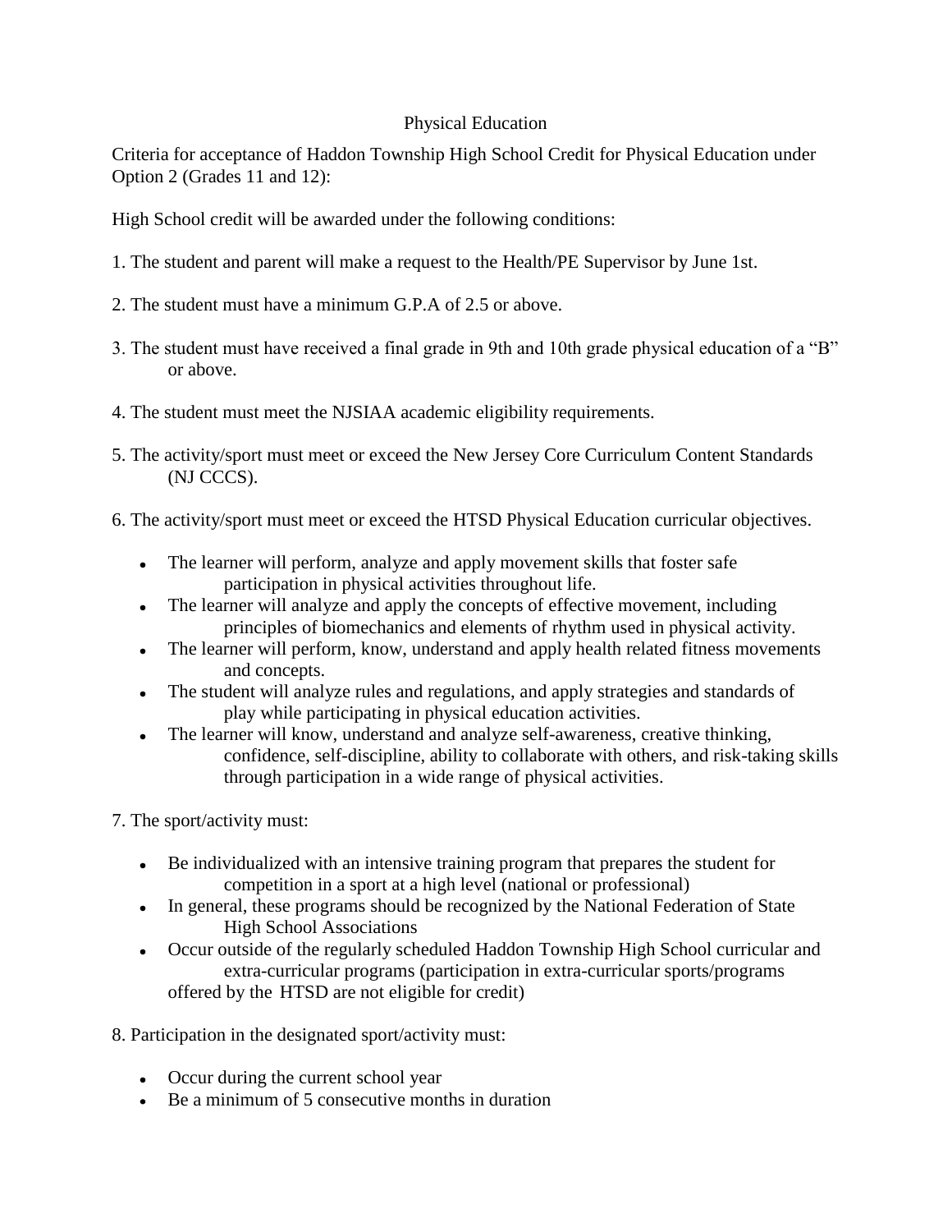# Physical Education

Criteria for acceptance of Haddon Township High School Credit for Physical Education under Option 2 (Grades 11 and 12):

High School credit will be awarded under the following conditions:

1. The student and parent will make a request to the Health/PE Supervisor by June 1st.

2. The student must have a minimum G.P.A of 2.5 or above.

3. The student must have received a final grade in 9th and 10th grade physical education of a "B" or above.

4. The student must meet the NJSIAA academic eligibility requirements.

5. The activity/sport must meet or exceed the New Jersey Core Curriculum Content Standards (NJ CCCS).

6. The activity/sport must meet or exceed the HTSD Physical Education curricular objectives.

   - The learner will perform, analyze and apply movement skills that foster safe participation in physical activities throughout life.
   - The learner will analyze and apply the concepts of effective movement, including principles of biomechanics and elements of rhythm used in physical activity.
   - The learner will perform, know, understand and apply health related fitness movements and concepts.
   - The student will analyze rules and regulations, and apply strategies and standards of play while participating in physical education activities.
   - The learner will know, understand and analyze self-awareness, creative thinking, confidence, self-discipline, ability to collaborate with others, and risk-taking skills through participation in a wide range of physical activities.

7. The sport/activity must:

   - Be individualized with an intensive training program that prepares the student for competition in a sport at a high level (national or professional)
   - In general, these programs should be recognized by the National Federation of State High School Associations
   - Occur outside of the regularly scheduled Haddon Township High School curricular and extra-curricular programs (participation in extra-curricular sports/programs offered by the HTSD are not eligible for credit)

8. Participation in the designated sport/activity must:

   - Occur during the current school year
   - Be a minimum of 5 consecutive months in duration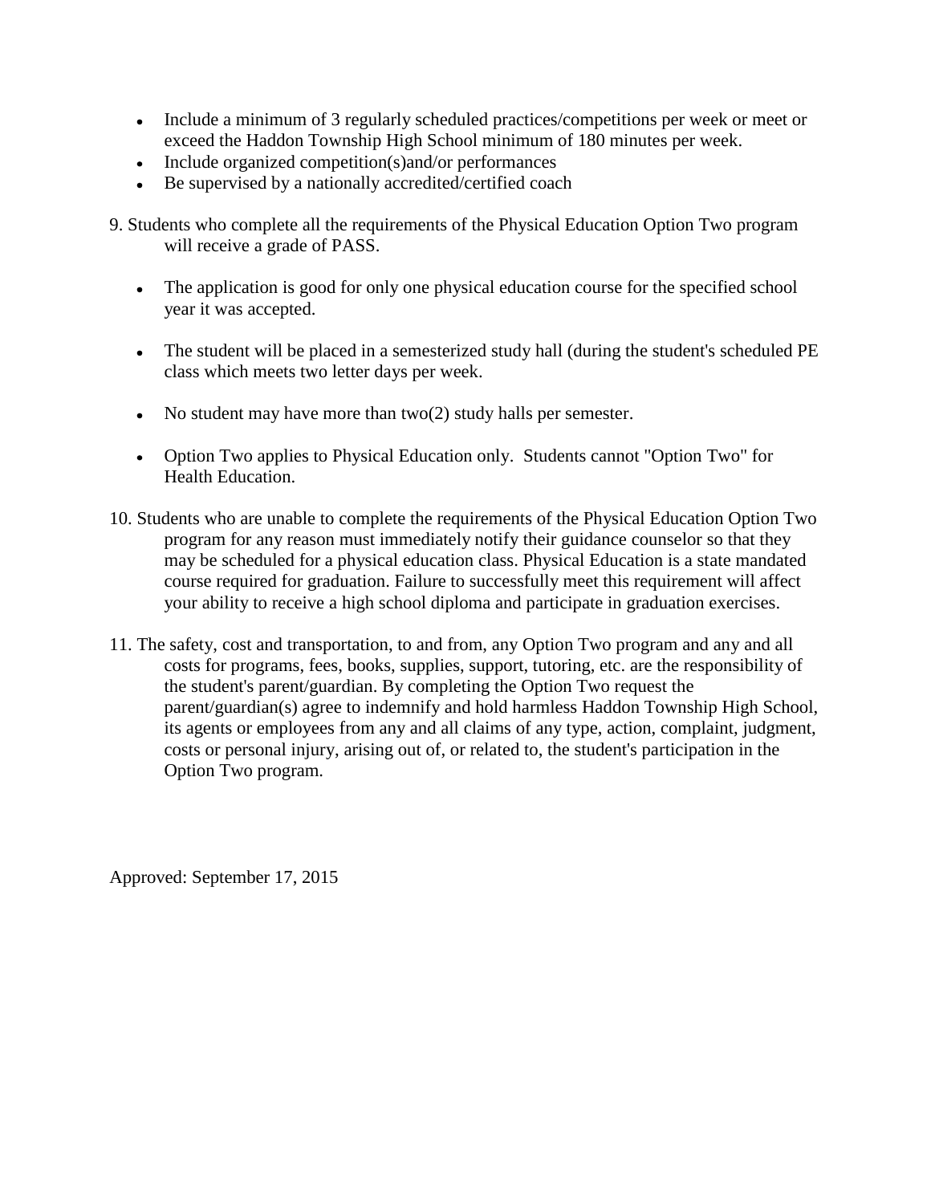- Include a minimum of 3 regularly scheduled practices/competitions per week or meet or exceed the Haddon Township High School minimum of 180 minutes per week.
- Include organized competition(s)and/or performances
- Be supervised by a nationally accredited/certified coach

9. Students who complete all the requirements of the Physical Education Option Two program will receive a grade of PASS.

   - The application is good for only one physical education course for the specified school year it was accepted.
   - The student will be placed in a semesterized study hall (during the student's scheduled PE class which meets two letter days per week.
   - No student may have more than two(2) study halls per semester.
   - Option Two applies to Physical Education only. Students cannot "Option Two" for Health Education.

10. Students who are unable to complete the requirements of the Physical Education Option Two program for any reason must immediately notify their guidance counselor so that they may be scheduled for a physical education class. Physical Education is a state mandated course required for graduation. Failure to successfully meet this requirement will affect your ability to receive a high school diploma and participate in graduation exercises.

11. The safety, cost and transportation, to and from, any Option Two program and any and all costs for programs, fees, books, supplies, support, tutoring, etc. are the responsibility of the student's parent/guardian. By completing the Option Two request the parent/guardian(s) agree to indemnify and hold harmless Haddon Township High School, its agents or employees from any and all claims of any type, action, complaint, judgment, costs or personal injury, arising out of, or related to, the student's participation in the Option Two program.

Approved: September 17, 2015